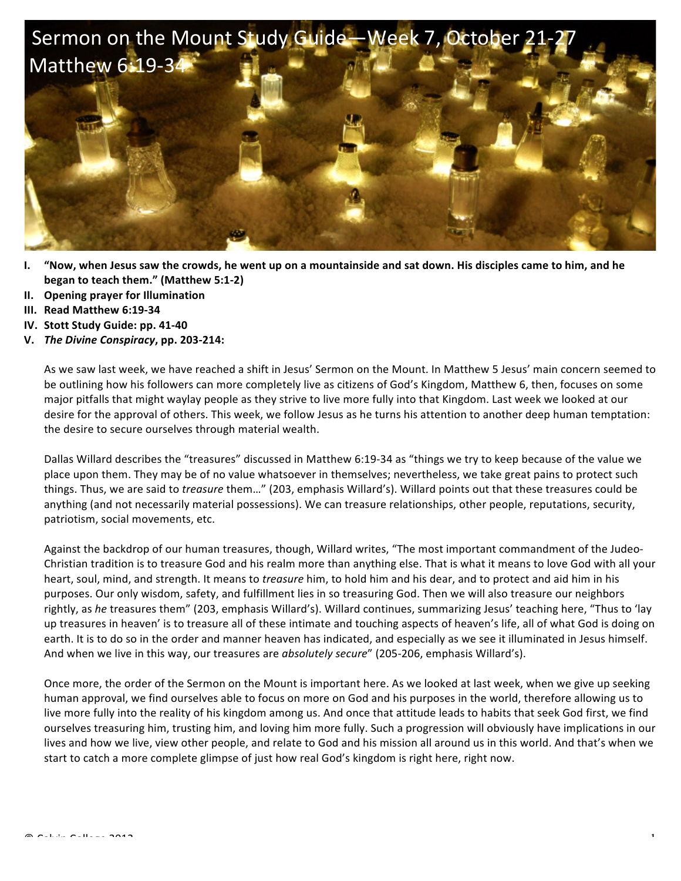# Sermon on the Mount Study Guide—Week 7, October 21-27
## Matthew 6:19-34

I. **"Now, when Jesus saw the crowds, he went up on a mountainside and sat down. His disciples came to him, and he began to teach them." (Matthew 5:1-2)**
II. **Opening prayer for Illumination**
III. **Read Matthew 6:19-34**
IV. **Stott Study Guide: pp. 41-40**
V. ***The Divine Conspiracy*, pp. 203-214:**

As we saw last week, we have reached a shift in Jesus' Sermon on the Mount. In Matthew 5 Jesus' main concern seemed to be outlining how his followers can more completely live as citizens of God's Kingdom, Matthew 6, then, focuses on some major pitfalls that might waylay people as they strive to live more fully into that Kingdom. Last week we looked at our desire for the approval of others. This week, we follow Jesus as he turns his attention to another deep human temptation: the desire to secure ourselves through material wealth.

Dallas Willard describes the "treasures" discussed in Matthew 6:19-34 as "things we try to keep because of the value we place upon them. They may be of no value whatsoever in themselves; nevertheless, we take great pains to protect such things. Thus, we are said to *treasure* them…" (203, emphasis Willard's). Willard points out that these treasures could be anything (and not necessarily material possessions). We can treasure relationships, other people, reputations, security, patriotism, social movements, etc.

Against the backdrop of our human treasures, though, Willard writes, "The most important commandment of the Judeo-Christian tradition is to treasure God and his realm more than anything else. That is what it means to love God with all your heart, soul, mind, and strength. It means to *treasure* him, to hold him and his dear, and to protect and aid him in his purposes. Our only wisdom, safety, and fulfillment lies in so treasuring God. Then we will also treasure our neighbors rightly, as *he* treasures them" (203, emphasis Willard's). Willard continues, summarizing Jesus' teaching here, "Thus to 'lay up treasures in heaven' is to treasure all of these intimate and touching aspects of heaven's life, all of what God is doing on earth. It is to do so in the order and manner heaven has indicated, and especially as we see it illuminated in Jesus himself. And when we live in this way, our treasures are *absolutely secure*" (205-206, emphasis Willard's).

Once more, the order of the Sermon on the Mount is important here. As we looked at last week, when we give up seeking human approval, we find ourselves able to focus on more on God and his purposes in the world, therefore allowing us to live more fully into the reality of his kingdom among us. And once that attitude leads to habits that seek God first, we find ourselves treasuring him, trusting him, and loving him more fully. Such a progression will obviously have implications in our lives and how we live, view other people, and relate to God and his mission all around us in this world. And that's when we start to catch a more complete glimpse of just how real God's kingdom is right here, right now.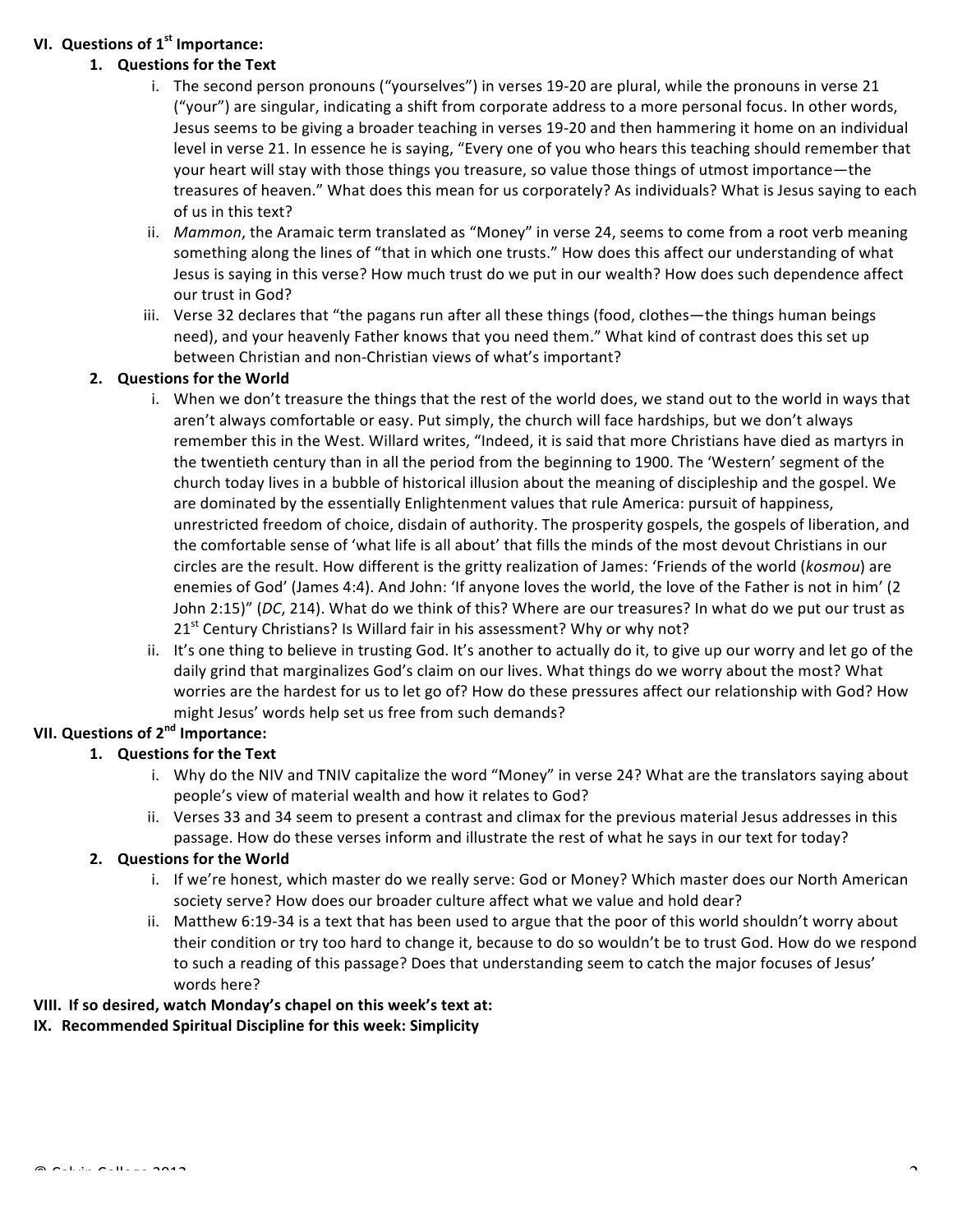## VI. Questions of 1st Importance:

### 1. Questions for the Text

i. The second person pronouns ("yourselves") in verses 19-20 are plural, while the pronouns in verse 21 ("your") are singular, indicating a shift from corporate address to a more personal focus. In other words, Jesus seems to be giving a broader teaching in verses 19-20 and then hammering it home on an individual level in verse 21. In essence he is saying, "Every one of you who hears this teaching should remember that your heart will stay with those things you treasure, so value those things of utmost importance—the treasures of heaven." What does this mean for us corporately? As individuals? What is Jesus saying to each of us in this text?

ii. *Mammon*, the Aramaic term translated as "Money" in verse 24, seems to come from a root verb meaning something along the lines of "that in which one trusts." How does this affect our understanding of what Jesus is saying in this verse? How much trust do we put in our wealth? How does such dependence affect our trust in God?

iii. Verse 32 declares that "the pagans run after all these things (food, clothes—the things human beings need), and your heavenly Father knows that you need them." What kind of contrast does this set up between Christian and non-Christian views of what's important?

### 2. Questions for the World

i. When we don't treasure the things that the rest of the world does, we stand out to the world in ways that aren't always comfortable or easy. Put simply, the church will face hardships, but we don't always remember this in the West. Willard writes, "Indeed, it is said that more Christians have died as martyrs in the twentieth century than in all the period from the beginning to 1900. The 'Western' segment of the church today lives in a bubble of historical illusion about the meaning of discipleship and the gospel. We are dominated by the essentially Enlightenment values that rule America: pursuit of happiness, unrestricted freedom of choice, disdain of authority. The prosperity gospels, the gospels of liberation, and the comfortable sense of 'what life is all about' that fills the minds of the most devout Christians in our circles are the result. How different is the gritty realization of James: 'Friends of the world (*kosmou*) are enemies of God' (James 4:4). And John: 'If anyone loves the world, the love of the Father is not in him' (2 John 2:15)" (*DC*, 214). What do we think of this? Where are our treasures? In what do we put our trust as 21st Century Christians? Is Willard fair in his assessment? Why or why not?

ii. It's one thing to believe in trusting God. It's another to actually do it, to give up our worry and let go of the daily grind that marginalizes God's claim on our lives. What things do we worry about the most? What worries are the hardest for us to let go of? How do these pressures affect our relationship with God? How might Jesus' words help set us free from such demands?

## VII. Questions of 2nd Importance:

### 1. Questions for the Text

i. Why do the NIV and TNIV capitalize the word "Money" in verse 24? What are the translators saying about people's view of material wealth and how it relates to God?

ii. Verses 33 and 34 seem to present a contrast and climax for the previous material Jesus addresses in this passage. How do these verses inform and illustrate the rest of what he says in our text for today?

### 2. Questions for the World

i. If we're honest, which master do we really serve: God or Money? Which master does our North American society serve? How does our broader culture affect what we value and hold dear?

ii. Matthew 6:19-34 is a text that has been used to argue that the poor of this world shouldn't worry about their condition or try too hard to change it, because to do so wouldn't be to trust God. How do we respond to such a reading of this passage? Does that understanding seem to catch the major focuses of Jesus' words here?

## VIII. If so desired, watch Monday's chapel on this week's text at:

## IX. Recommended Spiritual Discipline for this week: Simplicity